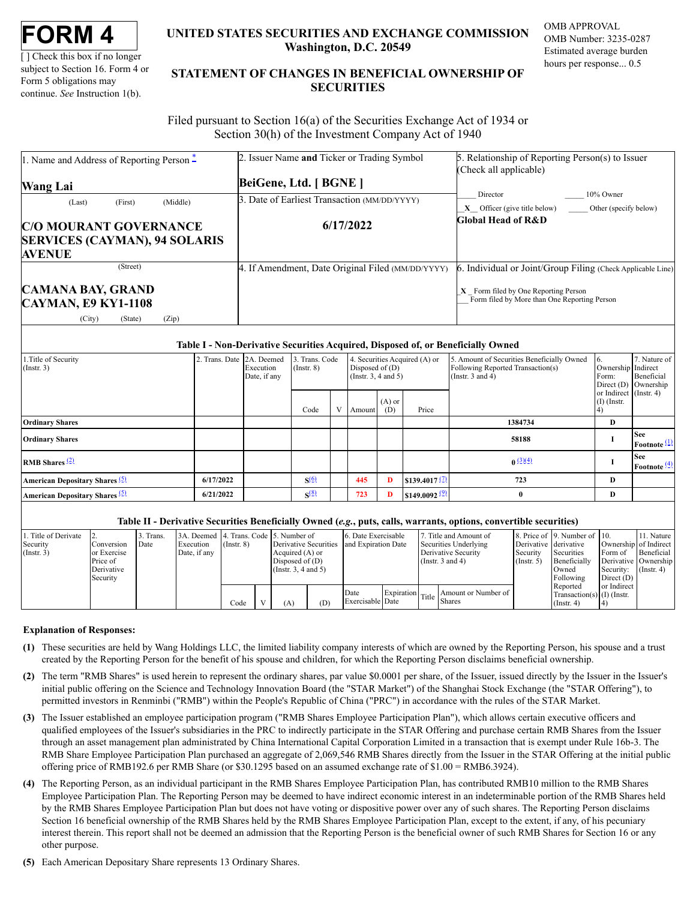# FORM 4

[ ] Check this box if no longer subject to Section 16. Form 4 or Form 5 obligations may continue. *See* Instruction 1(b).

**UNITED STATES SECURITIES AND EXCHANGE COMMISSION**
**Washington, D.C. 20549**

## STATEMENT OF CHANGES IN BENEFICIAL OWNERSHIP OF SECURITIES

OMB APPROVAL
OMB Number: 3235-0287
Estimated average burden hours per response... 0.5

Filed pursuant to Section 16(a) of the Securities Exchange Act of 1934 or Section 30(h) of the Investment Company Act of 1940

| 1. Name and Address of Reporting Person * | 2. Issuer Name **and** Ticker or Trading Symbol | 5. Relationship of Reporting Person(s) to Issuer (Check all applicable) |
|---|---|---|
| **Wang Lai** (Last) (First) (Middle) | **BeiGene, Ltd. [ BGNE ]** | ___ Director ___ 10% Owner |
| **C/O MOURANT GOVERNANCE SERVICES (CAYMAN), 94 SOLARIS AVENUE** (Street) | 3. Date of Earliest Transaction (MM/DD/YYYY) **6/17/2022** | X Officer (give title below) ___ Other (specify below) **Global Head of R&D** |
| **CAMANA BAY, GRAND CAYMAN, E9 KY1-1108** (City) (State) (Zip) | 4. If Amendment, Date Original Filed (MM/DD/YYYY) | 6. Individual or Joint/Group Filing (Check Applicable Line) X Form filed by One Reporting Person ___ Form filed by More than One Reporting Person |

### Table I - Non-Derivative Securities Acquired, Disposed of, or Beneficially Owned

| 1.Title of Security (Instr. 3) | 2. Trans. Date | 2A. Deemed Execution Date, if any | 3. Trans. Code (Instr. 8) | | 4. Securities Acquired (A) or Disposed of (D) (Instr. 3, 4 and 5) | | | 5. Amount of Securities Beneficially Owned Following Reported Transaction(s) (Instr. 3 and 4) | 6. Ownership Form: Direct (D) or Indirect (I) (Instr. 4) | 7. Nature of Indirect Beneficial Ownership (Instr. 4) |
|---|---|---|---|---|---|---|---|---|---|---|
| | | | Code | V | Amount | (A) or (D) | Price | | | |
| **Ordinary Shares** | | | | | | | | 1384734 | D | |
| **Ordinary Shares** | | | | | | | | 58188 | I | See Footnote [1] |
| **RMB Shares** [2] | | | | | | | | 0 [3][4] | I | See Footnote [4] |
| **American Depositary Shares** [5] | 6/17/2022 | | S[6] | | 445 | D | $139.4017 [7] | 723 | D | |
| **American Depositary Shares** [5] | 6/21/2022 | | S[8] | | 723 | D | $149.0092 [9] | 0 | D | |

### Table II - Derivative Securities Beneficially Owned (*e.g.*, puts, calls, warrants, options, convertible securities)

| 1. Title of Derivate Security (Instr. 3) | 2. Conversion or Exercise Price of Derivative Security | 3. Trans. Date | 3A. Deemed Execution Date, if any | 4. Trans. Code (Instr. 8) | | 5. Number of Derivative Securities Acquired (A) or Disposed of (D) (Instr. 3, 4 and 5) | | 6. Date Exercisable and Expiration Date | | 7. Title and Amount of Derivative Security Underlying Derivative Security (Instr. 3 and 4) | | 8. Price of Derivative Security (Instr. 5) | 9. Number of derivative Securities Beneficially Owned Following Reported Transaction(s) (Instr. 4) | 10. Ownership Form of Derivative Security: Direct (D) or Indirect (I) (Instr. 4) | 11. Nature of Indirect Beneficial Ownership (Instr. 4) |
|---|---|---|---|---|---|---|---|---|---|---|---|---|---|---|---|
| | | | | Code | V | (A) | (D) | Date Exercisable | Expiration Date | Title | Amount or Number of Shares | | | | |

**Explanation of Responses:**

**(1)** These securities are held by Wang Holdings LLC, the limited liability company interests of which are owned by the Reporting Person, his spouse and a trust created by the Reporting Person for the benefit of his spouse and children, for which the Reporting Person disclaims beneficial ownership.

**(2)** The term "RMB Shares" is used herein to represent the ordinary shares, par value $0.0001 per share, of the Issuer, issued directly by the Issuer in the Issuer's initial public offering on the Science and Technology Innovation Board (the "STAR Market") of the Shanghai Stock Exchange (the "STAR Offering"), to permitted investors in Renminbi ("RMB") within the People's Republic of China ("PRC") in accordance with the rules of the STAR Market.

**(3)** The Issuer established an employee participation program ("RMB Shares Employee Participation Plan"), which allows certain executive officers and qualified employees of the Issuer's subsidiaries in the PRC to indirectly participate in the STAR Offering and purchase certain RMB Shares from the Issuer through an asset management plan administrated by China International Capital Corporation Limited in a transaction that is exempt under Rule 16b-3. The RMB Share Employee Participation Plan purchased an aggregate of 2,069,546 RMB Shares directly from the Issuer in the STAR Offering at the initial public offering price of RMB192.6 per RMB Share (or $30.1295 based on an assumed exchange rate of $1.00 = RMB6.3924).

**(4)** The Reporting Person, as an individual participant in the RMB Shares Employee Participation Plan, has contributed RMB10 million to the RMB Shares Employee Participation Plan. The Reporting Person may be deemed to have indirect economic interest in an indeterminable portion of the RMB Shares held by the RMB Shares Employee Participation Plan but does not have voting or dispositive power over any of such shares. The Reporting Person disclaims Section 16 beneficial ownership of the RMB Shares held by the RMB Shares Employee Participation Plan, except to the extent, if any, of his pecuniary interest therein. This report shall not be deemed an admission that the Reporting Person is the beneficial owner of such RMB Shares for Section 16 or any other purpose.

**(5)** Each American Depositary Share represents 13 Ordinary Shares.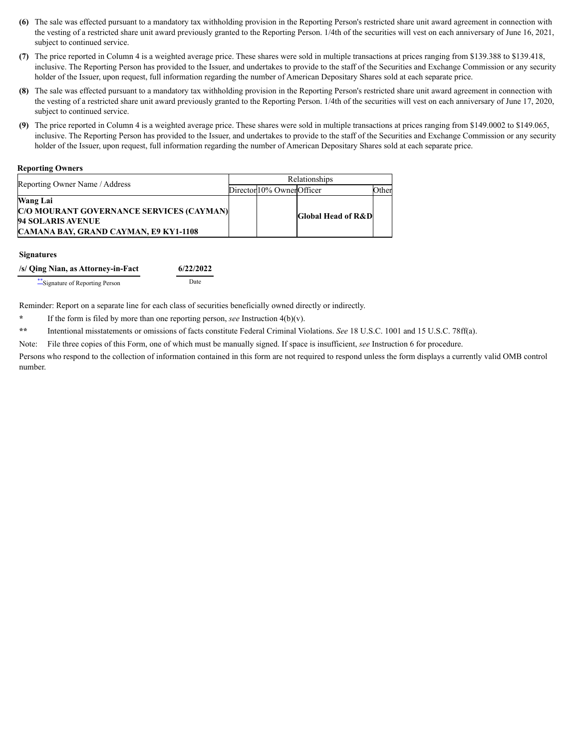**(6)** The sale was effected pursuant to a mandatory tax withholding provision in the Reporting Person's restricted share unit award agreement in connection with the vesting of a restricted share unit award previously granted to the Reporting Person. 1/4th of the securities will vest on each anniversary of June 16, 2021, subject to continued service.

**(7)** The price reported in Column 4 is a weighted average price. These shares were sold in multiple transactions at prices ranging from $139.388 to $139.418, inclusive. The Reporting Person has provided to the Issuer, and undertakes to provide to the staff of the Securities and Exchange Commission or any security holder of the Issuer, upon request, full information regarding the number of American Depositary Shares sold at each separate price.

**(8)** The sale was effected pursuant to a mandatory tax withholding provision in the Reporting Person's restricted share unit award agreement in connection with the vesting of a restricted share unit award previously granted to the Reporting Person. 1/4th of the securities will vest on each anniversary of June 17, 2020, subject to continued service.

**(9)** The price reported in Column 4 is a weighted average price. These shares were sold in multiple transactions at prices ranging from $149.0002 to $149.065, inclusive. The Reporting Person has provided to the Issuer, and undertakes to provide to the staff of the Securities and Exchange Commission or any security holder of the Issuer, upon request, full information regarding the number of American Depositary Shares sold at each separate price.

**Reporting Owners**

| Reporting Owner Name / Address | Relationships | | | |
|---|---|---|---|---|
| | Director | 10% Owner | Officer | Other |
| **Wang Lai**<br>**C/O MOURANT GOVERNANCE SERVICES (CAYMAN)**<br>**94 SOLARIS AVENUE**<br>**CAMANA BAY, GRAND CAYMAN, E9 KY1-1108** | | | **Global Head of R&D** | |

**Signatures**

| **/s/ Qing Nian, as Attorney-in-Fact** | **6/22/2022** |
|---|---|
| **Signature of Reporting Person | Date |

Reminder: Report on a separate line for each class of securities beneficially owned directly or indirectly.

\* If the form is filed by more than one reporting person, *see* Instruction 4(b)(v).

\*\* Intentional misstatements or omissions of facts constitute Federal Criminal Violations. *See* 18 U.S.C. 1001 and 15 U.S.C. 78ff(a).

Note: File three copies of this Form, one of which must be manually signed. If space is insufficient, *see* Instruction 6 for procedure.

Persons who respond to the collection of information contained in this form are not required to respond unless the form displays a currently valid OMB control number.